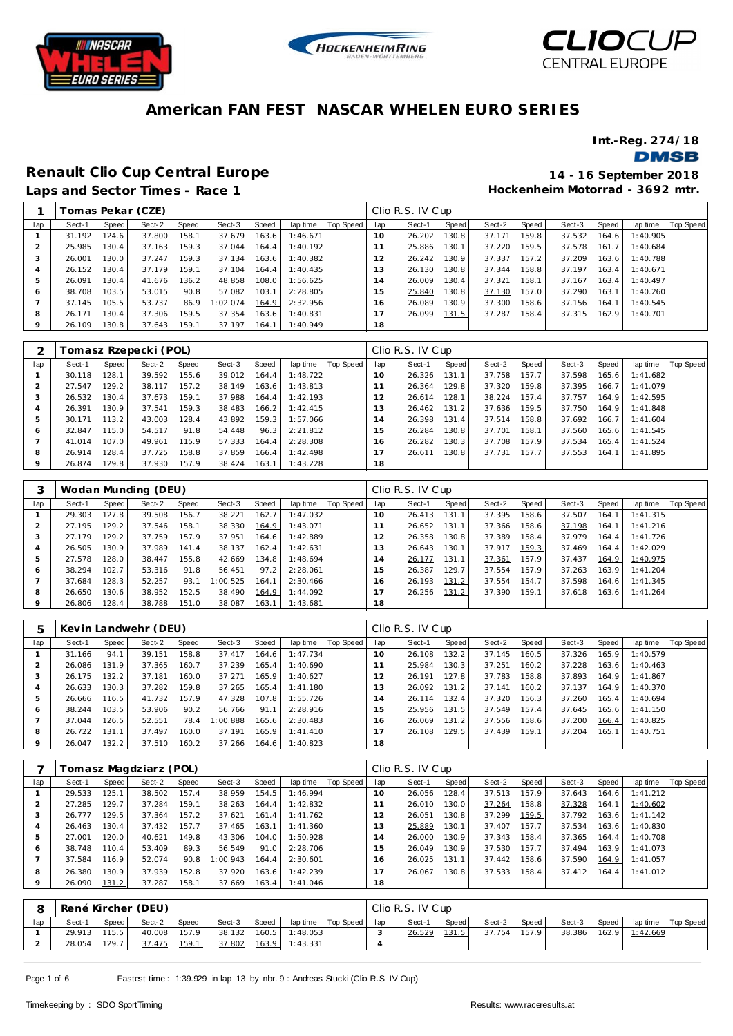# American FAN FEST NASCAR WHELEN EURO SERIES

**Int.-Reg. 274/18**

DMSB

## Renault Clio Cup Central Europe

**14 - 16 September 2018**

### Laps and Sector Times - Race 1

**Hockenheim Motorrad - 3692 mtr.**

| 1 | Tomas Pekar (CZE) | | | | | | | | Clio R.S. IV Cup | | | | | | | | |
|---|---|---|---|---|---|---|---|---|---|---|---|---|---|---|---|---|---|
| lap | Sect-1 | Speed | Sect-2 | Speed | Sect-3 | Speed | lap time | Top Speed | lap | Sect-1 | Speed | Sect-2 | Speed | Sect-3 | Speed | lap time | Top Speed |
| 1 | 31.192 | 124.6 | 37.800 | 158.1 | 37.679 | 163.6 | 1:46.671 | | 10 | 26.202 | 130.8 | 37.171 | 159.8 | 37.532 | 164.6 | 1:40.905 | |
| 2 | 25.985 | 130.4 | 37.163 | 159.3 | 37.044 | 164.4 | 1:40.192 | | 11 | 25.886 | 130.1 | 37.220 | 159.5 | 37.578 | 161.7 | 1:40.684 | |
| 3 | 26.001 | 130.0 | 37.247 | 159.3 | 37.134 | 163.6 | 1:40.382 | | 12 | 26.242 | 130.9 | 37.337 | 157.2 | 37.209 | 163.6 | 1:40.788 | |
| 4 | 26.152 | 130.4 | 37.179 | 159.1 | 37.104 | 164.4 | 1:40.435 | | 13 | 26.130 | 130.8 | 37.344 | 158.8 | 37.197 | 163.4 | 1:40.671 | |
| 5 | 26.091 | 130.4 | 41.676 | 136.2 | 48.858 | 108.0 | 1:56.625 | | 14 | 26.009 | 130.4 | 37.321 | 158.1 | 37.167 | 163.4 | 1:40.497 | |
| 6 | 38.708 | 103.5 | 53.015 | 90.8 | 57.082 | 103.1 | 2:28.805 | | 15 | 25.840 | 130.8 | 37.130 | 157.0 | 37.290 | 163.1 | 1:40.260 | |
| 7 | 37.145 | 105.5 | 53.737 | 86.9 | 1:02.074 | 164.9 | 2:32.956 | | 16 | 26.089 | 130.9 | 37.300 | 158.6 | 37.156 | 164.1 | 1:40.545 | |
| 8 | 26.171 | 130.4 | 37.306 | 159.5 | 37.354 | 163.6 | 1:40.831 | | 17 | 26.099 | 131.5 | 37.287 | 158.4 | 37.315 | 162.9 | 1:40.701 | |
| 9 | 26.109 | 130.8 | 37.643 | 159.1 | 37.197 | 164.1 | 1:40.949 | | 18 | | | | | | | | |

| 2 | Tomasz Rzepecki (POL) | | | | | | | | Clio R.S. IV Cup | | | | | | | | |
|---|---|---|---|---|---|---|---|---|---|---|---|---|---|---|---|---|---|
| lap | Sect-1 | Speed | Sect-2 | Speed | Sect-3 | Speed | lap time | Top Speed | lap | Sect-1 | Speed | Sect-2 | Speed | Sect-3 | Speed | lap time | Top Speed |
| 1 | 30.118 | 128.1 | 39.592 | 155.6 | 39.012 | 164.4 | 1:48.722 | | 10 | 26.326 | 131.1 | 37.758 | 157.7 | 37.598 | 165.6 | 1:41.682 | |
| 2 | 27.547 | 129.2 | 38.117 | 157.2 | 38.149 | 163.6 | 1:43.813 | | 11 | 26.364 | 129.8 | 37.320 | 159.8 | 37.395 | 166.7 | 1:41.079 | |
| 3 | 26.532 | 130.4 | 37.673 | 159.1 | 37.988 | 164.4 | 1:42.193 | | 12 | 26.614 | 128.1 | 38.224 | 157.4 | 37.757 | 164.9 | 1:42.595 | |
| 4 | 26.391 | 130.9 | 37.541 | 159.3 | 38.483 | 166.2 | 1:42.415 | | 13 | 26.462 | 131.2 | 37.636 | 159.5 | 37.750 | 164.9 | 1:41.848 | |
| 5 | 30.171 | 113.2 | 43.003 | 128.4 | 43.892 | 159.3 | 1:57.066 | | 14 | 26.398 | 131.4 | 37.514 | 158.8 | 37.692 | 166.7 | 1:41.604 | |
| 6 | 32.847 | 115.0 | 54.517 | 91.8 | 54.448 | 96.3 | 2:21.812 | | 15 | 26.284 | 130.8 | 37.701 | 158.1 | 37.560 | 165.6 | 1:41.545 | |
| 7 | 41.014 | 107.0 | 49.961 | 115.9 | 57.333 | 164.4 | 2:28.308 | | 16 | 26.282 | 130.3 | 37.708 | 157.9 | 37.534 | 165.4 | 1:41.524 | |
| 8 | 26.914 | 128.4 | 37.725 | 158.8 | 37.859 | 166.4 | 1:42.498 | | 17 | 26.611 | 130.8 | 37.731 | 157.7 | 37.553 | 164.1 | 1:41.895 | |
| 9 | 26.874 | 129.8 | 37.930 | 157.9 | 38.424 | 163.1 | 1:43.228 | | 18 | | | | | | | | |

| 3 | Wodan Munding (DEU) | | | | | | | | Clio R.S. IV Cup | | | | | | | | |
|---|---|---|---|---|---|---|---|---|---|---|---|---|---|---|---|---|---|
| lap | Sect-1 | Speed | Sect-2 | Speed | Sect-3 | Speed | lap time | Top Speed | lap | Sect-1 | Speed | Sect-2 | Speed | Sect-3 | Speed | lap time | Top Speed |
| 1 | 29.303 | 127.8 | 39.508 | 156.7 | 38.221 | 162.7 | 1:47.032 | | 10 | 26.413 | 131.1 | 37.395 | 158.6 | 37.507 | 164.1 | 1:41.315 | |
| 2 | 27.195 | 129.2 | 37.546 | 158.1 | 38.330 | 164.9 | 1:43.071 | | 11 | 26.652 | 131.1 | 37.366 | 158.6 | 37.198 | 164.1 | 1:41.216 | |
| 3 | 27.179 | 129.2 | 37.759 | 157.9 | 37.951 | 164.6 | 1:42.889 | | 12 | 26.358 | 130.8 | 37.389 | 158.4 | 37.979 | 164.4 | 1:41.726 | |
| 4 | 26.505 | 130.9 | 37.989 | 141.4 | 38.137 | 162.4 | 1:42.631 | | 13 | 26.643 | 130.1 | 37.917 | 159.3 | 37.469 | 164.4 | 1:42.029 | |
| 5 | 27.578 | 128.0 | 38.447 | 155.8 | 42.669 | 134.8 | 1:48.694 | | 14 | 26.177 | 131.1 | 37.361 | 157.9 | 37.437 | 164.9 | 1:40.975 | |
| 6 | 38.294 | 102.7 | 53.316 | 91.8 | 56.451 | 97.2 | 2:28.061 | | 15 | 26.387 | 129.7 | 37.554 | 157.9 | 37.263 | 163.9 | 1:41.204 | |
| 7 | 37.684 | 128.3 | 52.257 | 93.1 | 1:00.525 | 164.1 | 2:30.466 | | 16 | 26.193 | 131.2 | 37.554 | 154.7 | 37.598 | 164.6 | 1:41.345 | |
| 8 | 26.650 | 130.6 | 38.952 | 152.5 | 38.490 | 164.9 | 1:44.092 | | 17 | 26.256 | 131.2 | 37.390 | 159.1 | 37.618 | 163.6 | 1:41.264 | |
| 9 | 26.806 | 128.4 | 38.788 | 151.0 | 38.087 | 163.1 | 1:43.681 | | 18 | | | | | | | | |

| 5 | Kevin Landwehr (DEU) | | | | | | | | Clio R.S. IV Cup | | | | | | | | |
|---|---|---|---|---|---|---|---|---|---|---|---|---|---|---|---|---|---|
| lap | Sect-1 | Speed | Sect-2 | Speed | Sect-3 | Speed | lap time | Top Speed | lap | Sect-1 | Speed | Sect-2 | Speed | Sect-3 | Speed | lap time | Top Speed |
| 1 | 31.166 | 94.1 | 39.151 | 158.8 | 37.417 | 164.6 | 1:47.734 | | 10 | 26.108 | 132.2 | 37.145 | 160.5 | 37.326 | 165.9 | 1:40.579 | |
| 2 | 26.086 | 131.9 | 37.365 | 160.7 | 37.239 | 165.4 | 1:40.690 | | 11 | 25.984 | 130.3 | 37.251 | 160.2 | 37.228 | 163.6 | 1:40.463 | |
| 3 | 26.175 | 132.2 | 37.181 | 160.0 | 37.271 | 165.9 | 1:40.627 | | 12 | 26.191 | 127.8 | 37.783 | 158.8 | 37.893 | 164.9 | 1:41.867 | |
| 4 | 26.633 | 130.3 | 37.282 | 159.8 | 37.265 | 165.4 | 1:41.180 | | 13 | 26.092 | 131.2 | 37.141 | 160.2 | 37.137 | 164.9 | 1:40.370 | |
| 5 | 26.666 | 116.5 | 41.732 | 157.9 | 47.328 | 107.8 | 1:55.726 | | 14 | 26.114 | 132.4 | 37.320 | 156.3 | 37.260 | 165.4 | 1:40.694 | |
| 6 | 38.244 | 103.5 | 53.906 | 90.2 | 56.766 | 91.1 | 2:28.916 | | 15 | 25.956 | 131.5 | 37.549 | 157.4 | 37.645 | 165.6 | 1:41.150 | |
| 7 | 37.044 | 126.5 | 52.551 | 78.4 | 1:00.888 | 165.6 | 2:30.483 | | 16 | 26.069 | 131.2 | 37.556 | 158.6 | 37.200 | 166.4 | 1:40.825 | |
| 8 | 26.722 | 131.1 | 37.497 | 160.0 | 37.191 | 165.9 | 1:41.410 | | 17 | 26.108 | 129.5 | 37.439 | 159.1 | 37.204 | 165.1 | 1:40.751 | |
| 9 | 26.047 | 132.2 | 37.510 | 160.2 | 37.266 | 164.6 | 1:40.823 | | 18 | | | | | | | | |

| 7 | Tomasz Magdziarz (POL) | | | | | | | | Clio R.S. IV Cup | | | | | | | | |
|---|---|---|---|---|---|---|---|---|---|---|---|---|---|---|---|---|---|
| lap | Sect-1 | Speed | Sect-2 | Speed | Sect-3 | Speed | lap time | Top Speed | lap | Sect-1 | Speed | Sect-2 | Speed | Sect-3 | Speed | lap time | Top Speed |
| 1 | 29.533 | 125.1 | 38.502 | 157.4 | 38.959 | 154.5 | 1:46.994 | | 10 | 26.056 | 128.4 | 37.513 | 157.9 | 37.643 | 164.6 | 1:41.212 | |
| 2 | 27.285 | 129.7 | 37.284 | 159.1 | 38.263 | 164.4 | 1:42.832 | | 11 | 26.010 | 130.0 | 37.264 | 158.8 | 37.328 | 164.1 | 1:40.602 | |
| 3 | 26.777 | 129.5 | 37.364 | 157.2 | 37.621 | 161.4 | 1:41.762 | | 12 | 26.051 | 130.8 | 37.299 | 159.5 | 37.792 | 163.6 | 1:41.142 | |
| 4 | 26.463 | 130.4 | 37.432 | 157.7 | 37.465 | 163.1 | 1:41.360 | | 13 | 25.889 | 130.1 | 37.407 | 157.7 | 37.534 | 163.6 | 1:40.830 | |
| 5 | 27.001 | 120.0 | 40.621 | 149.8 | 43.306 | 104.0 | 1:50.928 | | 14 | 26.000 | 130.9 | 37.343 | 158.4 | 37.365 | 164.4 | 1:40.708 | |
| 6 | 38.748 | 110.4 | 53.409 | 89.3 | 56.549 | 91.0 | 2:28.706 | | 15 | 26.049 | 130.9 | 37.530 | 157.7 | 37.494 | 163.9 | 1:41.073 | |
| 7 | 37.584 | 116.9 | 52.074 | 90.8 | 1:00.943 | 164.4 | 2:30.601 | | 16 | 26.025 | 131.1 | 37.442 | 158.6 | 37.590 | 164.9 | 1:41.057 | |
| 8 | 26.380 | 130.9 | 37.939 | 152.8 | 37.920 | 163.6 | 1:42.239 | | 17 | 26.067 | 130.8 | 37.533 | 158.4 | 37.412 | 164.4 | 1:41.012 | |
| 9 | 26.090 | 131.2 | 37.287 | 158.1 | 37.669 | 163.4 | 1:41.046 | | 18 | | | | | | | | |

| 8 | René Kircher (DEU) | | | | | | | | Clio R.S. IV Cup | | | | | | | | |
|---|---|---|---|---|---|---|---|---|---|---|---|---|---|---|---|---|---|
| lap | Sect-1 | Speed | Sect-2 | Speed | Sect-3 | Speed | lap time | Top Speed | lap | Sect-1 | Speed | Sect-2 | Speed | Sect-3 | Speed | lap time | Top Speed |
| 1 | 29.913 | 115.5 | 40.008 | 157.9 | 38.132 | 160.5 | 1:48.053 | | 3 | 26.529 | 131.5 | 37.754 | 157.9 | 38.386 | 162.9 | 1:42.669 | |
| 2 | 28.054 | 129.7 | 37.475 | 159.1 | 37.802 | 163.9 | 1:43.331 | | 4 | | | | | | | | |

Fastest time : 1:39.929 in lap 13 by nbr. 9 : Andreas Stucki (Clio R.S. IV Cup)

Timekeeping by : SDO SportTiming

Results: www.raceresults.at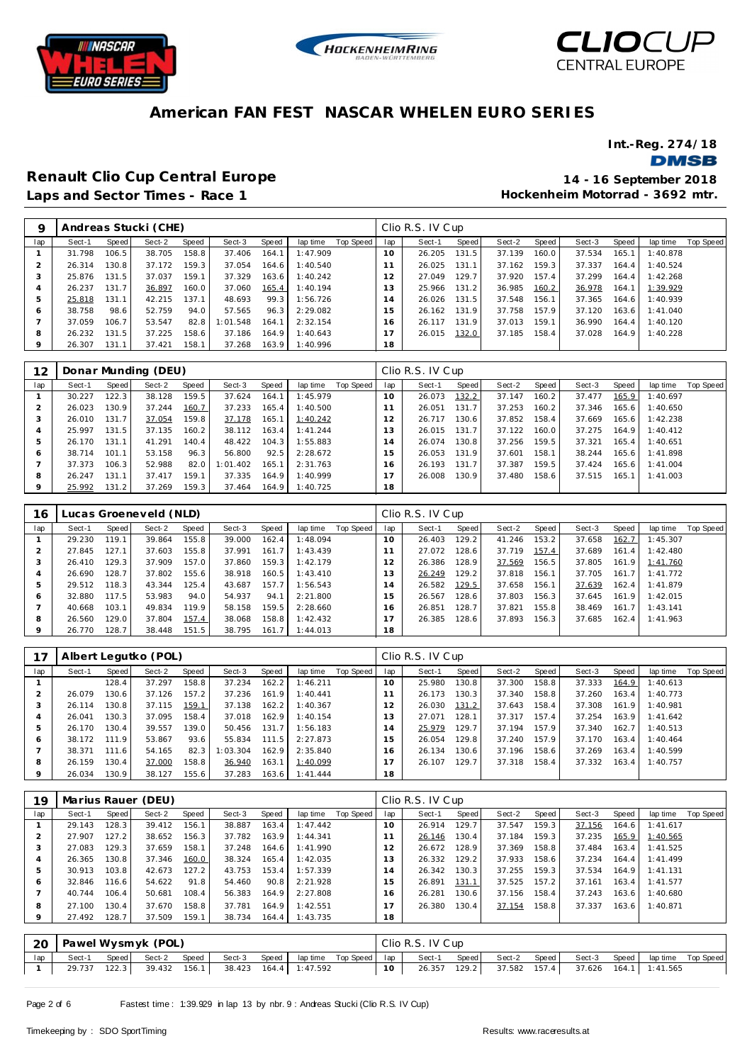# American FAN FEST NASCAR WHELEN EURO SERIES

**Int.-Reg. 274/18**

**DMSB**

## Renault Clio Cup Central Europe

**Laps and Sector Times - Race 1**

**14 - 16 September 2018**

**Hockenheim Motorrad - 3692 mtr.**

| 9 | Andreas Stucki (CHE) | | | | | | | | Clio R.S. IV Cup | | | | | | | | |
|---|---|---|---|---|---|---|---|---|---|---|---|---|---|---|---|---|---|
| lap | Sect-1 | Speed | Sect-2 | Speed | Sect-3 | Speed | lap time | Top Speed | lap | Sect-1 | Speed | Sect-2 | Speed | Sect-3 | Speed | lap time | Top Speed |
| 1 | 31.798 | 106.5 | 38.705 | 158.8 | 37.406 | 164.1 | 1:47.909 | | 10 | 26.205 | 131.5 | 37.139 | 160.0 | 37.534 | 165.1 | 1:40.878 | |
| 2 | 26.314 | 130.8 | 37.172 | 159.3 | 37.054 | 164.6 | 1:40.540 | | 11 | 26.025 | 131.1 | 37.162 | 159.3 | 37.337 | 164.4 | 1:40.524 | |
| 3 | 25.876 | 131.5 | 37.037 | 159.1 | 37.329 | 163.6 | 1:40.242 | | 12 | 27.049 | 129.7 | 37.920 | 157.4 | 37.299 | 164.4 | 1:42.268 | |
| 4 | 26.237 | 131.7 | 36.897 | 160.0 | 37.060 | 165.4 | 1:40.194 | | 13 | 25.966 | 131.2 | 36.985 | 160.2 | 36.978 | 164.1 | 1:39.929 | |
| 5 | 25.818 | 131.1 | 42.215 | 137.1 | 48.693 | 99.3 | 1:56.726 | | 14 | 26.026 | 131.5 | 37.548 | 156.1 | 37.365 | 164.6 | 1:40.939 | |
| 6 | 38.758 | 98.6 | 52.759 | 94.0 | 57.565 | 96.3 | 2:29.082 | | 15 | 26.162 | 131.9 | 37.758 | 157.9 | 37.120 | 163.6 | 1:41.040 | |
| 7 | 37.059 | 106.7 | 53.547 | 82.8 | 1:01.548 | 164.1 | 2:32.154 | | 16 | 26.117 | 131.9 | 37.013 | 159.1 | 36.990 | 164.4 | 1:40.120 | |
| 8 | 26.232 | 131.5 | 37.225 | 158.6 | 37.186 | 164.9 | 1:40.643 | | 17 | 26.015 | 132.0 | 37.185 | 158.4 | 37.028 | 164.9 | 1:40.228 | |
| 9 | 26.307 | 131.1 | 37.421 | 158.1 | 37.268 | 163.9 | 1:40.996 | | 18 | | | | | | | | |

| 12 | Donar Munding (DEU) | | | | | | | | Clio R.S. IV Cup | | | | | | | | |
|---|---|---|---|---|---|---|---|---|---|---|---|---|---|---|---|---|---|
| lap | Sect-1 | Speed | Sect-2 | Speed | Sect-3 | Speed | lap time | Top Speed | lap | Sect-1 | Speed | Sect-2 | Speed | Sect-3 | Speed | lap time | Top Speed |
| 1 | 30.227 | 122.3 | 38.128 | 159.5 | 37.624 | 164.1 | 1:45.979 | | 10 | 26.073 | 132.2 | 37.147 | 160.2 | 37.477 | 165.9 | 1:40.697 | |
| 2 | 26.023 | 130.9 | 37.244 | 160.7 | 37.233 | 165.4 | 1:40.500 | | 11 | 26.051 | 131.7 | 37.253 | 160.2 | 37.346 | 165.6 | 1:40.650 | |
| 3 | 26.010 | 131.7 | 37.054 | 159.8 | 37.178 | 165.1 | 1:40.242 | | 12 | 26.717 | 130.6 | 37.852 | 158.4 | 37.669 | 165.6 | 1:42.238 | |
| 4 | 25.997 | 131.5 | 37.135 | 160.2 | 38.112 | 163.4 | 1:41.244 | | 13 | 26.015 | 131.7 | 37.122 | 160.0 | 37.275 | 164.9 | 1:40.412 | |
| 5 | 26.170 | 131.1 | 41.291 | 140.4 | 48.422 | 104.3 | 1:55.883 | | 14 | 26.074 | 130.8 | 37.256 | 159.5 | 37.321 | 165.4 | 1:40.651 | |
| 6 | 38.714 | 101.1 | 53.158 | 96.3 | 56.800 | 92.5 | 2:28.672 | | 15 | 26.053 | 131.9 | 37.601 | 158.1 | 38.244 | 165.6 | 1:41.898 | |
| 7 | 37.373 | 106.3 | 52.988 | 82.0 | 1:01.402 | 165.1 | 2:31.763 | | 16 | 26.193 | 131.7 | 37.387 | 159.5 | 37.424 | 165.6 | 1:41.004 | |
| 8 | 26.247 | 131.1 | 37.417 | 159.1 | 37.335 | 164.9 | 1:40.999 | | 17 | 26.008 | 130.9 | 37.480 | 158.6 | 37.515 | 165.1 | 1:41.003 | |
| 9 | 25.992 | 131.2 | 37.269 | 159.3 | 37.464 | 164.9 | 1:40.725 | | 18 | | | | | | | | |

| 16 | Lucas Groeneveld (NLD) | | | | | | | | Clio R.S. IV Cup | | | | | | | | |
|---|---|---|---|---|---|---|---|---|---|---|---|---|---|---|---|---|---|
| lap | Sect-1 | Speed | Sect-2 | Speed | Sect-3 | Speed | lap time | Top Speed | lap | Sect-1 | Speed | Sect-2 | Speed | Sect-3 | Speed | lap time | Top Speed |
| 1 | 29.230 | 119.1 | 39.864 | 155.8 | 39.000 | 162.4 | 1:48.094 | | 10 | 26.403 | 129.2 | 41.246 | 153.2 | 37.658 | 162.7 | 1:45.307 | |
| 2 | 27.845 | 127.1 | 37.603 | 155.8 | 37.991 | 161.7 | 1:43.439 | | 11 | 27.072 | 128.6 | 37.719 | 157.4 | 37.689 | 161.4 | 1:42.480 | |
| 3 | 26.410 | 129.3 | 37.909 | 157.0 | 37.860 | 159.3 | 1:42.179 | | 12 | 26.386 | 128.9 | 37.569 | 156.5 | 37.805 | 161.9 | 1:41.760 | |
| 4 | 26.690 | 128.7 | 37.802 | 155.6 | 38.918 | 160.5 | 1:43.410 | | 13 | 26.249 | 129.2 | 37.818 | 156.1 | 37.705 | 161.7 | 1:41.772 | |
| 5 | 29.512 | 118.3 | 43.344 | 125.4 | 43.687 | 157.7 | 1:56.543 | | 14 | 26.582 | 129.5 | 37.658 | 156.1 | 37.639 | 162.4 | 1:41.879 | |
| 6 | 32.880 | 117.5 | 53.983 | 94.0 | 54.937 | 94.1 | 2:21.800 | | 15 | 26.567 | 128.6 | 37.803 | 156.3 | 37.645 | 161.9 | 1:42.015 | |
| 7 | 40.668 | 103.1 | 49.834 | 119.9 | 58.158 | 159.5 | 2:28.660 | | 16 | 26.851 | 128.7 | 37.821 | 155.8 | 38.469 | 161.7 | 1:43.141 | |
| 8 | 26.560 | 129.0 | 37.804 | 157.4 | 38.068 | 158.8 | 1:42.432 | | 17 | 26.385 | 128.6 | 37.893 | 156.3 | 37.685 | 162.4 | 1:41.963 | |
| 9 | 26.770 | 128.7 | 38.448 | 151.5 | 38.795 | 161.7 | 1:44.013 | | 18 | | | | | | | | |

| 17 | Albert Legutko (POL) | | | | | | | | Clio R.S. IV Cup | | | | | | | | |
|---|---|---|---|---|---|---|---|---|---|---|---|---|---|---|---|---|---|
| lap | Sect-1 | Speed | Sect-2 | Speed | Sect-3 | Speed | lap time | Top Speed | lap | Sect-1 | Speed | Sect-2 | Speed | Sect-3 | Speed | lap time | Top Speed |
| 1 | | 128.4 | 37.297 | 158.8 | 37.234 | 162.2 | 1:46.211 | | 10 | 25.980 | 130.8 | 37.300 | 158.8 | 37.333 | 164.9 | 1:40.613 | |
| 2 | 26.079 | 130.6 | 37.126 | 157.2 | 37.236 | 161.9 | 1:40.441 | | 11 | 26.173 | 130.3 | 37.340 | 158.8 | 37.260 | 163.4 | 1:40.773 | |
| 3 | 26.114 | 130.8 | 37.115 | 159.1 | 37.138 | 162.2 | 1:40.367 | | 12 | 26.030 | 131.2 | 37.643 | 158.4 | 37.308 | 161.9 | 1:40.981 | |
| 4 | 26.041 | 130.3 | 37.095 | 158.4 | 37.018 | 162.9 | 1:40.154 | | 13 | 27.071 | 128.1 | 37.317 | 157.4 | 37.254 | 163.9 | 1:41.642 | |
| 5 | 26.170 | 130.4 | 39.557 | 139.0 | 50.456 | 131.7 | 1:56.183 | | 14 | 25.979 | 129.7 | 37.194 | 157.9 | 37.340 | 162.7 | 1:40.513 | |
| 6 | 38.172 | 111.9 | 53.867 | 93.6 | 55.834 | 111.5 | 2:27.873 | | 15 | 26.054 | 129.8 | 37.240 | 157.9 | 37.170 | 163.4 | 1:40.464 | |
| 7 | 38.371 | 111.6 | 54.165 | 82.3 | 1:03.304 | 162.9 | 2:35.840 | | 16 | 26.134 | 130.6 | 37.196 | 158.6 | 37.269 | 163.4 | 1:40.599 | |
| 8 | 26.159 | 130.4 | 37.000 | 158.8 | 36.940 | 163.1 | 1:40.099 | | 17 | 26.107 | 129.7 | 37.318 | 158.4 | 37.332 | 163.4 | 1:40.757 | |
| 9 | 26.034 | 130.9 | 38.127 | 155.6 | 37.283 | 163.6 | 1:41.444 | | 18 | | | | | | | | |

| 19 | Marius Rauer (DEU) | | | | | | | | Clio R.S. IV Cup | | | | | | | | |
|---|---|---|---|---|---|---|---|---|---|---|---|---|---|---|---|---|---|
| lap | Sect-1 | Speed | Sect-2 | Speed | Sect-3 | Speed | lap time | Top Speed | lap | Sect-1 | Speed | Sect-2 | Speed | Sect-3 | Speed | lap time | Top Speed |
| 1 | 29.143 | 128.3 | 39.412 | 156.1 | 38.887 | 163.4 | 1:47.442 | | 10 | 26.914 | 129.7 | 37.547 | 159.3 | 37.156 | 164.6 | 1:41.617 | |
| 2 | 27.907 | 127.2 | 38.652 | 156.3 | 37.782 | 163.9 | 1:44.341 | | 11 | 26.146 | 130.4 | 37.184 | 159.3 | 37.235 | 165.9 | 1:40.565 | |
| 3 | 27.083 | 129.3 | 37.659 | 158.1 | 37.248 | 164.6 | 1:41.990 | | 12 | 26.672 | 128.9 | 37.369 | 158.8 | 37.484 | 163.4 | 1:41.525 | |
| 4 | 26.365 | 130.8 | 37.346 | 160.0 | 38.324 | 165.4 | 1:42.035 | | 13 | 26.332 | 129.2 | 37.933 | 158.6 | 37.234 | 164.4 | 1:41.499 | |
| 5 | 30.913 | 103.8 | 42.673 | 127.2 | 43.753 | 153.4 | 1:57.339 | | 14 | 26.342 | 130.3 | 37.255 | 159.3 | 37.534 | 164.9 | 1:41.131 | |
| 6 | 32.846 | 116.6 | 54.622 | 91.8 | 54.460 | 90.8 | 2:21.928 | | 15 | 26.891 | 131.1 | 37.525 | 157.2 | 37.161 | 163.4 | 1:41.577 | |
| 7 | 40.744 | 106.4 | 50.681 | 108.4 | 56.383 | 164.9 | 2:27.808 | | 16 | 26.281 | 130.6 | 37.156 | 158.4 | 37.243 | 163.6 | 1:40.680 | |
| 8 | 27.100 | 130.4 | 37.670 | 158.8 | 37.781 | 164.9 | 1:42.551 | | 17 | 26.380 | 130.4 | 37.154 | 158.8 | 37.337 | 163.6 | 1:40.871 | |
| 9 | 27.492 | 128.7 | 37.509 | 159.1 | 38.734 | 164.4 | 1:43.735 | | 18 | | | | | | | | |

| 20 | Pawel Wysmyk (POL) | | | | | | | | Clio R.S. IV Cup | | | | | | | | |
|---|---|---|---|---|---|---|---|---|---|---|---|---|---|---|---|---|---|
| lap | Sect-1 | Speed | Sect-2 | Speed | Sect-3 | Speed | lap time | Top Speed | lap | Sect-1 | Speed | Sect-2 | Speed | Sect-3 | Speed | lap time | Top Speed |
| 1 | 29.737 | 122.3 | 39.432 | 156.1 | 38.423 | 164.4 | 1:47.592 | | 10 | 26.357 | 129.2 | 37.582 | 157.4 | 37.626 | 164.1 | 1:41.565 | |

Fastest time : 1:39.929 in lap 13 by nbr. 9 : Andreas Stucki (Clio R.S. IV Cup)

Timekeeping by : SDO SportTiming

Results: www.raceresults.at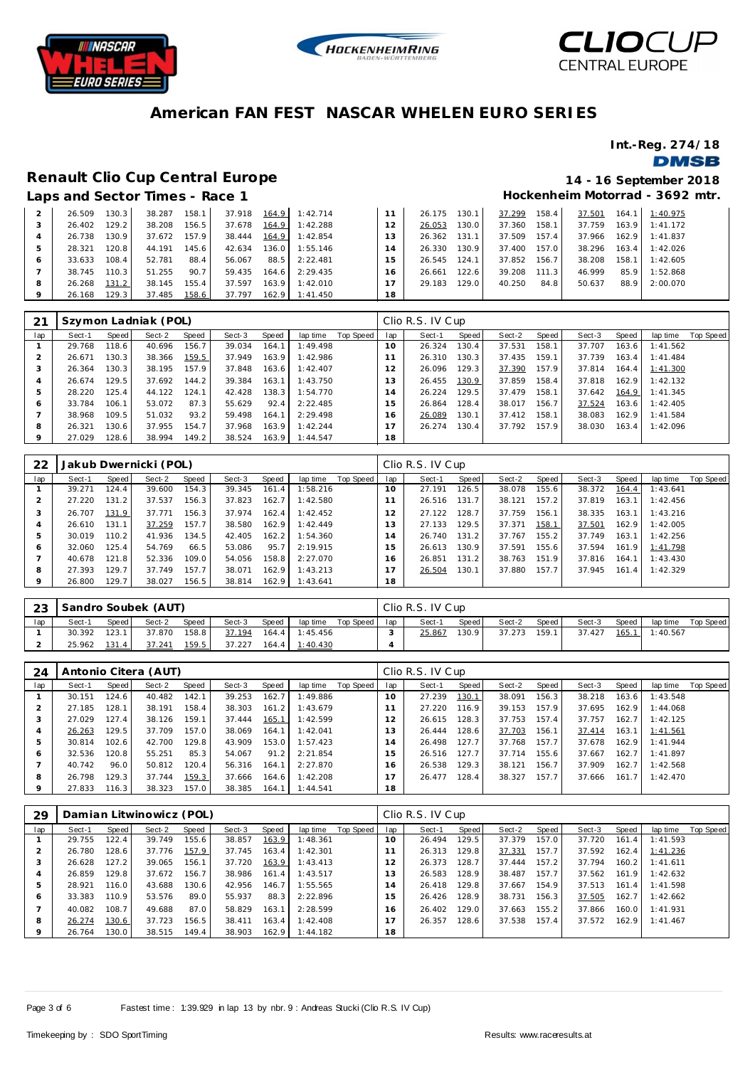# American FAN FEST NASCAR WHELEN EURO SERIES

**Int.-Reg. 274/18**

## Renault Clio Cup Central Europe

**14 - 16 September 2018**

### Laps and Sector Times - Race 1

**Hockenheim Motorrad - 3692 mtr.**

| lap | Sect-1 | Speed | Sect-2 | Speed | Sect-3 | Speed | lap time | Top Speed | lap | Sect-1 | Speed | Sect-2 | Speed | Sect-3 | Speed | lap time | Top Speed |
|---|---|---|---|---|---|---|---|---|---|---|---|---|---|---|---|---|---|
| 2 | 26.509 | 130.3 | 38.287 | 158.1 | 37.918 | 164.9 | 1:42.714 | | 11 | 26.175 | 130.1 | 37.299 | 158.4 | 37.501 | 164.1 | 1:40.975 | |
| 3 | 26.402 | 129.2 | 38.208 | 156.5 | 37.678 | 164.9 | 1:42.288 | | 12 | 26.053 | 130.0 | 37.360 | 158.1 | 37.759 | 163.9 | 1:41.172 | |
| 4 | 26.738 | 130.9 | 37.672 | 157.9 | 38.444 | 164.9 | 1:42.854 | | 13 | 26.362 | 131.1 | 37.509 | 157.4 | 37.966 | 162.9 | 1:41.837 | |
| 5 | 28.321 | 120.8 | 44.191 | 145.6 | 42.634 | 136.0 | 1:55.146 | | 14 | 26.330 | 130.9 | 37.400 | 157.0 | 38.296 | 163.4 | 1:42.026 | |
| 6 | 33.633 | 108.4 | 52.781 | 88.4 | 56.067 | 88.5 | 2:22.481 | | 15 | 26.545 | 124.1 | 37.852 | 156.7 | 38.208 | 158.1 | 1:42.605 | |
| 7 | 38.745 | 110.3 | 51.255 | 90.7 | 59.435 | 164.6 | 2:29.435 | | 16 | 26.661 | 122.6 | 39.208 | 111.3 | 46.999 | 85.9 | 1:52.868 | |
| 8 | 26.268 | 131.2 | 38.145 | 155.4 | 37.597 | 163.9 | 1:42.010 | | 17 | 29.183 | 129.0 | 40.250 | 84.8 | 50.637 | 88.9 | 2:00.070 | |
| 9 | 26.168 | 129.3 | 37.485 | 158.6 | 37.797 | 162.9 | 1:41.450 | | 18 | | | | | | | | |

### 21 Szymon Ladniak (POL) — Clio R.S. IV Cup

| lap | Sect-1 | Speed | Sect-2 | Speed | Sect-3 | Speed | lap time | Top Speed | lap | Sect-1 | Speed | Sect-2 | Speed | Sect-3 | Speed | lap time | Top Speed |
|---|---|---|---|---|---|---|---|---|---|---|---|---|---|---|---|---|---|
| 1 | 29.768 | 118.6 | 40.696 | 156.7 | 39.034 | 164.1 | 1:49.498 | | 10 | 26.324 | 130.4 | 37.531 | 158.1 | 37.707 | 163.6 | 1:41.562 | |
| 2 | 26.671 | 130.3 | 38.366 | 159.5 | 37.949 | 163.9 | 1:42.986 | | 11 | 26.310 | 130.3 | 37.435 | 159.1 | 37.739 | 163.4 | 1:41.484 | |
| 3 | 26.364 | 130.3 | 38.195 | 157.9 | 37.848 | 163.6 | 1:42.407 | | 12 | 26.096 | 129.3 | 37.390 | 157.9 | 37.814 | 164.4 | 1:41.300 | |
| 4 | 26.674 | 129.5 | 37.692 | 144.2 | 39.384 | 163.1 | 1:43.750 | | 13 | 26.455 | 130.9 | 37.859 | 158.4 | 37.818 | 162.9 | 1:42.132 | |
| 5 | 28.220 | 125.4 | 44.122 | 124.1 | 42.428 | 138.3 | 1:54.770 | | 14 | 26.224 | 129.5 | 37.479 | 158.1 | 37.642 | 164.9 | 1:41.345 | |
| 6 | 33.784 | 106.1 | 53.072 | 87.3 | 55.629 | 92.4 | 2:22.485 | | 15 | 26.864 | 128.4 | 38.017 | 156.7 | 37.524 | 163.6 | 1:42.405 | |
| 7 | 38.968 | 109.5 | 51.032 | 93.2 | 59.498 | 164.1 | 2:29.498 | | 16 | 26.089 | 130.1 | 37.412 | 158.1 | 38.083 | 162.9 | 1:41.584 | |
| 8 | 26.321 | 130.6 | 37.955 | 154.7 | 37.968 | 163.9 | 1:42.244 | | 17 | 26.274 | 130.4 | 37.792 | 157.9 | 38.030 | 163.4 | 1:42.096 | |
| 9 | 27.029 | 128.6 | 38.994 | 149.2 | 38.524 | 163.9 | 1:44.547 | | 18 | | | | | | | | |

### 22 Jakub Dwernicki (POL) — Clio R.S. IV Cup

| lap | Sect-1 | Speed | Sect-2 | Speed | Sect-3 | Speed | lap time | Top Speed | lap | Sect-1 | Speed | Sect-2 | Speed | Sect-3 | Speed | lap time | Top Speed |
|---|---|---|---|---|---|---|---|---|---|---|---|---|---|---|---|---|---|
| 1 | 39.271 | 124.4 | 39.600 | 154.3 | 39.345 | 161.4 | 1:58.216 | | 10 | 27.191 | 126.5 | 38.078 | 155.6 | 38.372 | 164.4 | 1:43.641 | |
| 2 | 27.220 | 131.2 | 37.537 | 156.3 | 37.823 | 162.7 | 1:42.580 | | 11 | 26.516 | 131.7 | 38.121 | 157.2 | 37.819 | 163.1 | 1:42.456 | |
| 3 | 26.707 | 131.9 | 37.771 | 156.3 | 37.974 | 162.4 | 1:42.452 | | 12 | 27.122 | 128.7 | 37.759 | 156.1 | 38.335 | 163.1 | 1:43.216 | |
| 4 | 26.610 | 131.1 | 37.259 | 157.7 | 38.580 | 162.9 | 1:42.449 | | 13 | 27.133 | 129.5 | 37.371 | 158.1 | 37.501 | 162.9 | 1:42.005 | |
| 5 | 30.019 | 110.2 | 41.936 | 134.5 | 42.405 | 162.2 | 1:54.360 | | 14 | 26.740 | 131.2 | 37.767 | 155.2 | 37.749 | 163.1 | 1:42.256 | |
| 6 | 32.060 | 125.4 | 54.769 | 66.5 | 53.086 | 95.7 | 2:19.915 | | 15 | 26.613 | 130.9 | 37.591 | 155.6 | 37.594 | 161.9 | 1:41.798 | |
| 7 | 40.678 | 121.8 | 52.336 | 109.0 | 54.056 | 158.8 | 2:27.070 | | 16 | 26.851 | 131.2 | 38.763 | 151.9 | 37.816 | 164.1 | 1:43.430 | |
| 8 | 27.393 | 129.7 | 37.749 | 157.7 | 38.071 | 162.9 | 1:43.213 | | 17 | 26.504 | 130.1 | 37.880 | 157.7 | 37.945 | 161.4 | 1:42.329 | |
| 9 | 26.800 | 129.7 | 38.027 | 156.5 | 38.814 | 162.9 | 1:43.641 | | 18 | | | | | | | | |

### 23 Sandro Soubek (AUT) — Clio R.S. IV Cup

| lap | Sect-1 | Speed | Sect-2 | Speed | Sect-3 | Speed | lap time | Top Speed | lap | Sect-1 | Speed | Sect-2 | Speed | Sect-3 | Speed | lap time | Top Speed |
|---|---|---|---|---|---|---|---|---|---|---|---|---|---|---|---|---|---|
| 1 | 30.392 | 123.1 | 37.870 | 158.8 | 37.194 | 164.4 | 1:45.456 | | 3 | 25.867 | 130.9 | 37.273 | 159.1 | 37.427 | 165.1 | 1:40.567 | |
| 2 | 25.962 | 131.4 | 37.241 | 159.5 | 37.227 | 164.4 | 1:40.430 | | 4 | | | | | | | | |

### 24 Antonio Citera (AUT) — Clio R.S. IV Cup

| lap | Sect-1 | Speed | Sect-2 | Speed | Sect-3 | Speed | lap time | Top Speed | lap | Sect-1 | Speed | Sect-2 | Speed | Sect-3 | Speed | lap time | Top Speed |
|---|---|---|---|---|---|---|---|---|---|---|---|---|---|---|---|---|---|
| 1 | 30.151 | 124.6 | 40.482 | 142.1 | 39.253 | 162.7 | 1:49.886 | | 10 | 27.239 | 130.1 | 38.091 | 156.3 | 38.218 | 163.6 | 1:43.548 | |
| 2 | 27.185 | 128.1 | 38.191 | 158.4 | 38.303 | 161.2 | 1:43.679 | | 11 | 27.220 | 116.9 | 39.153 | 157.9 | 37.695 | 162.9 | 1:44.068 | |
| 3 | 27.029 | 127.4 | 38.126 | 159.1 | 37.444 | 165.1 | 1:42.599 | | 12 | 26.615 | 128.3 | 37.753 | 157.4 | 37.757 | 162.7 | 1:42.125 | |
| 4 | 26.263 | 129.5 | 37.709 | 157.0 | 38.069 | 164.1 | 1:42.041 | | 13 | 26.444 | 128.6 | 37.703 | 156.1 | 37.414 | 163.1 | 1:41.561 | |
| 5 | 30.814 | 102.6 | 42.700 | 129.8 | 43.909 | 153.0 | 1:57.423 | | 14 | 26.498 | 127.7 | 37.768 | 157.7 | 37.678 | 162.9 | 1:41.944 | |
| 6 | 32.536 | 120.8 | 55.251 | 85.3 | 54.067 | 91.2 | 2:21.854 | | 15 | 26.516 | 127.7 | 37.714 | 155.6 | 37.667 | 162.7 | 1:41.897 | |
| 7 | 40.742 | 96.0 | 50.812 | 120.4 | 56.316 | 164.1 | 2:27.870 | | 16 | 26.538 | 129.3 | 38.121 | 156.7 | 37.909 | 162.7 | 1:42.568 | |
| 8 | 26.798 | 129.3 | 37.744 | 159.3 | 37.666 | 164.6 | 1:42.208 | | 17 | 26.477 | 128.4 | 38.327 | 157.7 | 37.666 | 161.7 | 1:42.470 | |
| 9 | 27.833 | 116.3 | 38.323 | 157.0 | 38.385 | 164.1 | 1:44.541 | | 18 | | | | | | | | |

### 29 Damian Litwinowicz (POL) — Clio R.S. IV Cup

| lap | Sect-1 | Speed | Sect-2 | Speed | Sect-3 | Speed | lap time | Top Speed | lap | Sect-1 | Speed | Sect-2 | Speed | Sect-3 | Speed | lap time | Top Speed |
|---|---|---|---|---|---|---|---|---|---|---|---|---|---|---|---|---|---|
| 1 | 29.755 | 122.4 | 39.749 | 155.6 | 38.857 | 163.9 | 1:48.361 | | 10 | 26.494 | 129.5 | 37.379 | 157.0 | 37.720 | 161.4 | 1:41.593 | |
| 2 | 26.780 | 128.6 | 37.776 | 157.9 | 37.745 | 163.4 | 1:42.301 | | 11 | 26.313 | 129.8 | 37.331 | 157.7 | 37.592 | 162.4 | 1:41.236 | |
| 3 | 26.628 | 127.2 | 39.065 | 156.1 | 37.720 | 163.9 | 1:43.413 | | 12 | 26.373 | 128.7 | 37.444 | 157.2 | 37.794 | 160.2 | 1:41.611 | |
| 4 | 26.859 | 129.8 | 37.672 | 156.7 | 38.986 | 161.4 | 1:43.517 | | 13 | 26.583 | 128.9 | 38.487 | 157.7 | 37.562 | 161.9 | 1:42.632 | |
| 5 | 28.921 | 116.0 | 43.688 | 130.6 | 42.956 | 146.7 | 1:55.565 | | 14 | 26.418 | 129.8 | 37.667 | 154.9 | 37.513 | 161.4 | 1:41.598 | |
| 6 | 33.383 | 110.9 | 53.576 | 89.0 | 55.937 | 88.3 | 2:22.896 | | 15 | 26.426 | 128.9 | 38.731 | 156.3 | 37.505 | 162.7 | 1:42.662 | |
| 7 | 40.082 | 108.7 | 49.688 | 87.0 | 58.829 | 163.1 | 2:28.599 | | 16 | 26.402 | 129.0 | 37.663 | 155.2 | 37.866 | 160.0 | 1:41.931 | |
| 8 | 26.274 | 130.6 | 37.723 | 156.5 | 38.411 | 163.4 | 1:42.408 | | 17 | 26.357 | 128.6 | 37.538 | 157.4 | 37.572 | 162.9 | 1:41.467 | |
| 9 | 26.764 | 130.0 | 38.515 | 149.4 | 38.903 | 162.9 | 1:44.182 | | 18 | | | | | | | | |

Fastest time : 1:39.929 in lap 13 by nbr. 9 : Andreas Stucki (Clio R.S. IV Cup)

Timekeeping by : SDO SportTiming

Results: www.raceresults.at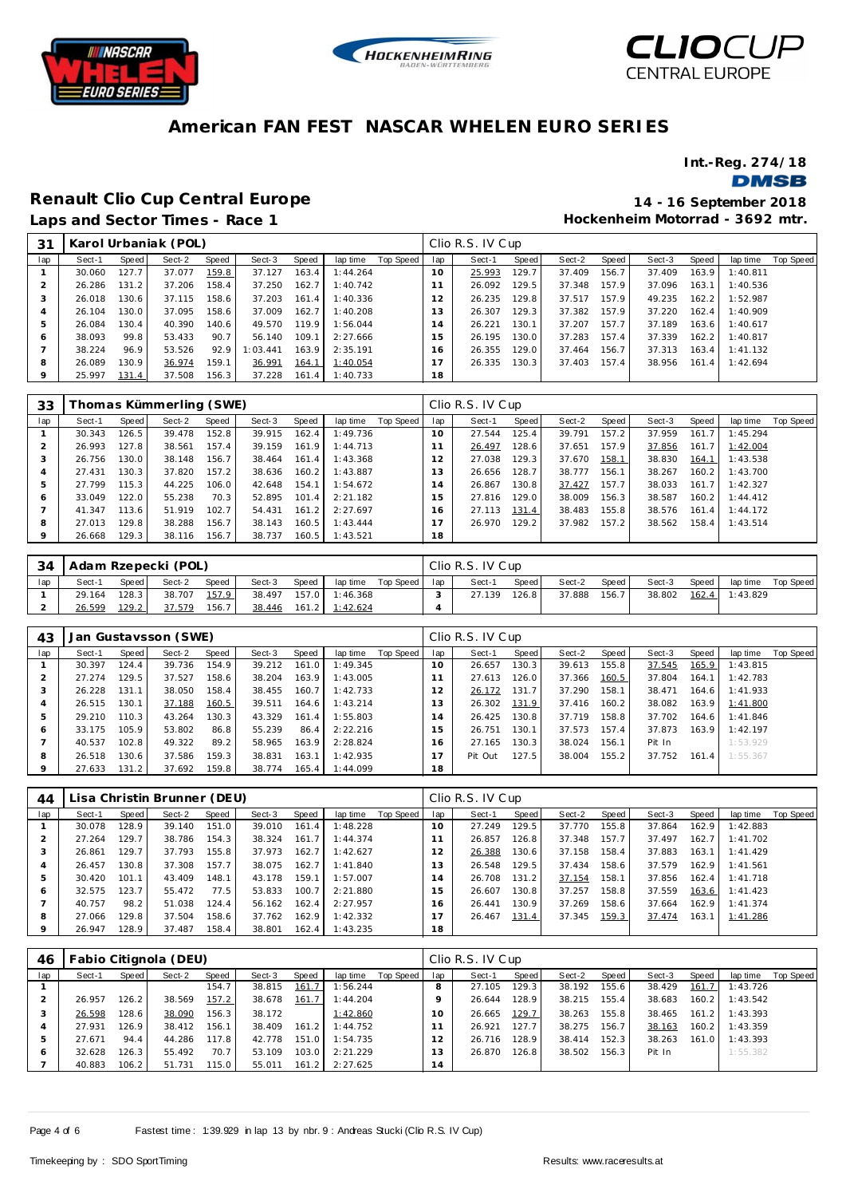# American FAN FEST NASCAR WHELEN EURO SERIES

**Int.-Reg. 274/18**

## Renault Clio Cup Central Europe

**Laps and Sector Times - Race 1**

**14 - 16 September 2018**
**Hockenheim Motorrad - 3692 mtr.**

| 31 | Karol Urbaniak (POL) | | | | | | | | Clio R.S. IV Cup | | | | | | | | | |
|---|---|---|---|---|---|---|---|---|---|---|---|---|---|---|---|---|---|---|
| lap | Sect-1 | Speed | Sect-2 | Speed | Sect-3 | Speed | lap time | Top Speed | lap | Sect-1 | Speed | Sect-2 | Speed | Sect-3 | Speed | lap time | Top Speed |
| 1 | 30.060 | 127.7 | 37.077 | 159.8 | 37.127 | 163.4 | 1:44.264 | | 10 | 25.993 | 129.7 | 37.409 | 156.7 | 37.409 | 163.9 | 1:40.811 | |
| 2 | 26.286 | 131.2 | 37.206 | 158.4 | 37.250 | 162.7 | 1:40.742 | | 11 | 26.092 | 129.5 | 37.348 | 157.9 | 37.096 | 163.1 | 1:40.536 | |
| 3 | 26.018 | 130.6 | 37.115 | 158.6 | 37.203 | 161.4 | 1:40.336 | | 12 | 26.235 | 129.8 | 37.517 | 157.9 | 49.235 | 162.2 | 1:52.987 | |
| 4 | 26.104 | 130.0 | 37.095 | 158.6 | 37.009 | 162.7 | 1:40.208 | | 13 | 26.307 | 129.3 | 37.382 | 157.9 | 37.220 | 162.4 | 1:40.909 | |
| 5 | 26.084 | 130.4 | 40.390 | 140.6 | 49.570 | 119.9 | 1:56.044 | | 14 | 26.221 | 130.1 | 37.207 | 157.7 | 37.189 | 163.6 | 1:40.617 | |
| 6 | 38.093 | 99.8 | 53.433 | 90.7 | 56.140 | 109.1 | 2:27.666 | | 15 | 26.195 | 130.0 | 37.283 | 157.4 | 37.339 | 162.2 | 1:40.817 | |
| 7 | 38.224 | 96.9 | 53.526 | 92.9 | 1:03.441 | 163.9 | 2:35.191 | | 16 | 26.355 | 129.0 | 37.464 | 156.7 | 37.313 | 163.4 | 1:41.132 | |
| 8 | 26.089 | 130.9 | 36.974 | 159.1 | 36.991 | 164.1 | 1:40.054 | | 17 | 26.335 | 130.3 | 37.403 | 157.4 | 38.956 | 161.4 | 1:42.694 | |
| 9 | 25.997 | 131.4 | 37.508 | 156.3 | 37.228 | 161.4 | 1:40.733 | | 18 | | | | | | | | |

| 33 | Thomas Kümmerling (SWE) | | | | | | | | Clio R.S. IV Cup | | | | | | | | | |
|---|---|---|---|---|---|---|---|---|---|---|---|---|---|---|---|---|---|---|
| lap | Sect-1 | Speed | Sect-2 | Speed | Sect-3 | Speed | lap time | Top Speed | lap | Sect-1 | Speed | Sect-2 | Speed | Sect-3 | Speed | lap time | Top Speed |
| 1 | 30.343 | 126.5 | 39.478 | 152.8 | 39.915 | 162.4 | 1:49.736 | | 10 | 27.544 | 125.4 | 39.791 | 157.2 | 37.959 | 161.7 | 1:45.294 | |
| 2 | 26.993 | 127.8 | 38.561 | 157.4 | 39.159 | 161.9 | 1:44.713 | | 11 | 26.497 | 128.6 | 37.651 | 157.9 | 37.856 | 161.7 | 1:42.004 | |
| 3 | 26.756 | 130.0 | 38.148 | 156.7 | 38.464 | 161.4 | 1:43.368 | | 12 | 27.038 | 129.3 | 37.670 | 158.1 | 38.830 | 164.1 | 1:43.538 | |
| 4 | 27.431 | 130.3 | 37.820 | 157.2 | 38.636 | 160.2 | 1:43.887 | | 13 | 26.656 | 128.7 | 38.777 | 156.1 | 38.267 | 160.2 | 1:43.700 | |
| 5 | 27.799 | 115.3 | 44.225 | 106.0 | 42.648 | 154.1 | 1:54.672 | | 14 | 26.867 | 130.8 | 37.427 | 157.7 | 38.033 | 161.7 | 1:42.327 | |
| 6 | 33.049 | 122.0 | 55.238 | 70.3 | 52.895 | 101.4 | 2:21.182 | | 15 | 27.816 | 129.0 | 38.009 | 156.3 | 38.587 | 160.2 | 1:44.412 | |
| 7 | 41.347 | 113.6 | 51.919 | 102.7 | 54.431 | 161.2 | 2:27.697 | | 16 | 27.113 | 131.4 | 38.483 | 155.8 | 38.576 | 161.4 | 1:44.172 | |
| 8 | 27.013 | 129.8 | 38.288 | 156.7 | 38.143 | 160.5 | 1:43.444 | | 17 | 26.970 | 129.2 | 37.982 | 157.2 | 38.562 | 158.4 | 1:43.514 | |
| 9 | 26.668 | 129.3 | 38.116 | 156.7 | 38.737 | 160.5 | 1:43.521 | | 18 | | | | | | | | |

| 34 | Adam Rzepecki (POL) | | | | | | | | Clio R.S. IV Cup | | | | | | | | | |
|---|---|---|---|---|---|---|---|---|---|---|---|---|---|---|---|---|---|---|
| lap | Sect-1 | Speed | Sect-2 | Speed | Sect-3 | Speed | lap time | Top Speed | lap | Sect-1 | Speed | Sect-2 | Speed | Sect-3 | Speed | lap time | Top Speed |
| 1 | 29.164 | 128.3 | 38.707 | 157.9 | 38.497 | 157.0 | 1:46.368 | | 3 | 27.139 | 126.8 | 37.888 | 156.7 | 38.802 | 162.4 | 1:43.829 | |
| 2 | 26.599 | 129.2 | 37.579 | 156.7 | 38.446 | 161.2 | 1:42.624 | | 4 | | | | | | | | |

| 43 | Jan Gustavsson (SWE) | | | | | | | | Clio R.S. IV Cup | | | | | | | | | |
|---|---|---|---|---|---|---|---|---|---|---|---|---|---|---|---|---|---|---|
| lap | Sect-1 | Speed | Sect-2 | Speed | Sect-3 | Speed | lap time | Top Speed | lap | Sect-1 | Speed | Sect-2 | Speed | Sect-3 | Speed | lap time | Top Speed |
| 1 | 30.397 | 124.4 | 39.736 | 154.9 | 39.212 | 161.0 | 1:49.345 | | 10 | 26.657 | 130.3 | 39.613 | 155.8 | 37.545 | 165.9 | 1:43.815 | |
| 2 | 27.274 | 129.5 | 37.527 | 158.6 | 38.204 | 163.9 | 1:43.005 | | 11 | 27.613 | 126.0 | 37.366 | 160.5 | 37.804 | 164.1 | 1:42.783 | |
| 3 | 26.228 | 131.1 | 38.050 | 158.4 | 38.455 | 160.7 | 1:42.733 | | 12 | 26.172 | 131.7 | 37.290 | 158.1 | 38.471 | 164.6 | 1:41.933 | |
| 4 | 26.515 | 130.1 | 37.188 | 160.5 | 39.511 | 164.6 | 1:43.214 | | 13 | 26.302 | 131.9 | 37.416 | 160.2 | 38.082 | 163.9 | 1:41.800 | |
| 5 | 29.210 | 110.3 | 43.264 | 130.3 | 43.329 | 161.4 | 1:55.803 | | 14 | 26.425 | 130.8 | 37.719 | 158.8 | 37.702 | 164.6 | 1:41.846 | |
| 6 | 33.175 | 105.9 | 53.802 | 86.8 | 55.239 | 86.4 | 2:22.216 | | 15 | 26.751 | 130.1 | 37.573 | 157.4 | 37.873 | 163.9 | 1:42.197 | |
| 7 | 40.537 | 102.8 | 49.322 | 89.2 | 58.965 | 163.9 | 2:28.824 | | 16 | 27.165 | 130.3 | 38.024 | 156.1 | Pit In | | 1:53.929 | |
| 8 | 26.518 | 130.6 | 37.586 | 159.3 | 38.831 | 163.1 | 1:42.935 | | 17 | Pit Out | 127.5 | 38.004 | 155.2 | 37.752 | 161.4 | 1:55.367 | |
| 9 | 27.633 | 131.2 | 37.692 | 159.8 | 38.774 | 165.4 | 1:44.099 | | 18 | | | | | | | | |

| 44 | Lisa Christin Brunner (DEU) | | | | | | | | Clio R.S. IV Cup | | | | | | | | | |
|---|---|---|---|---|---|---|---|---|---|---|---|---|---|---|---|---|---|---|
| lap | Sect-1 | Speed | Sect-2 | Speed | Sect-3 | Speed | lap time | Top Speed | lap | Sect-1 | Speed | Sect-2 | Speed | Sect-3 | Speed | lap time | Top Speed |
| 1 | 30.078 | 128.9 | 39.140 | 151.0 | 39.010 | 161.4 | 1:48.228 | | 10 | 27.249 | 129.5 | 37.770 | 155.8 | 37.864 | 162.9 | 1:42.883 | |
| 2 | 27.264 | 129.7 | 38.786 | 154.3 | 38.324 | 161.7 | 1:44.374 | | 11 | 26.857 | 126.8 | 37.348 | 157.7 | 37.497 | 162.7 | 1:41.702 | |
| 3 | 26.861 | 129.7 | 37.793 | 155.8 | 37.973 | 162.7 | 1:42.627 | | 12 | 26.388 | 130.6 | 37.158 | 158.4 | 37.883 | 163.1 | 1:41.429 | |
| 4 | 26.457 | 130.8 | 37.308 | 157.7 | 38.075 | 162.7 | 1:41.840 | | 13 | 26.548 | 129.5 | 37.434 | 158.6 | 37.579 | 162.9 | 1:41.561 | |
| 5 | 30.420 | 101.1 | 43.409 | 148.1 | 43.178 | 159.1 | 1:57.007 | | 14 | 26.708 | 131.2 | 37.154 | 158.1 | 37.856 | 162.4 | 1:41.718 | |
| 6 | 32.575 | 123.7 | 55.472 | 77.5 | 53.833 | 100.7 | 2:21.880 | | 15 | 26.607 | 130.8 | 37.257 | 158.8 | 37.559 | 163.6 | 1:41.423 | |
| 7 | 40.757 | 98.2 | 51.038 | 124.4 | 56.162 | 162.4 | 2:27.957 | | 16 | 26.441 | 130.9 | 37.269 | 158.6 | 37.664 | 162.9 | 1:41.374 | |
| 8 | 27.066 | 129.8 | 37.504 | 158.6 | 37.762 | 162.9 | 1:42.332 | | 17 | 26.467 | 131.4 | 37.345 | 159.3 | 37.474 | 163.1 | 1:41.286 | |
| 9 | 26.947 | 128.9 | 37.487 | 158.4 | 38.801 | 162.4 | 1:43.235 | | 18 | | | | | | | | |

| 46 | Fabio Citignola (DEU) | | | | | | | | Clio R.S. IV Cup | | | | | | | | | |
|---|---|---|---|---|---|---|---|---|---|---|---|---|---|---|---|---|---|---|
| lap | Sect-1 | Speed | Sect-2 | Speed | Sect-3 | Speed | lap time | Top Speed | lap | Sect-1 | Speed | Sect-2 | Speed | Sect-3 | Speed | lap time | Top Speed |
| 1 | | | | 154.7 | 38.815 | 161.7 | 1:56.244 | | 8 | 27.105 | 129.3 | 38.192 | 155.6 | 38.429 | 161.7 | 1:43.726 | |
| 2 | 26.957 | 126.2 | 38.569 | 157.2 | 38.678 | 161.7 | 1:44.204 | | 9 | 26.644 | 128.9 | 38.215 | 155.4 | 38.683 | 160.2 | 1:43.542 | |
| 3 | 26.598 | 128.6 | 38.090 | 156.3 | 38.172 | | 1:42.860 | | 10 | 26.665 | 129.7 | 38.263 | 155.8 | 38.465 | 161.2 | 1:43.393 | |
| 4 | 27.931 | 126.9 | 38.412 | 156.1 | 38.409 | 161.2 | 1:44.752 | | 11 | 26.921 | 127.7 | 38.275 | 156.7 | 38.163 | 160.2 | 1:43.359 | |
| 5 | 27.671 | 94.4 | 44.286 | 117.8 | 42.778 | 151.0 | 1:54.735 | | 12 | 26.716 | 128.9 | 38.414 | 152.3 | 38.263 | 161.0 | 1:43.393 | |
| 6 | 32.628 | 126.3 | 55.492 | 70.7 | 53.109 | 103.0 | 2:21.229 | | 13 | 26.870 | 126.8 | 38.502 | 156.3 | Pit In | | 1:55.382 | |
| 7 | 40.883 | 106.2 | 51.731 | 115.0 | 55.011 | 161.2 | 2:27.625 | | 14 | | | | | | | | |

Fastest time : 1:39.929 in lap 13 by nbr. 9 : Andreas Stucki (Clio R.S. IV Cup)

Timekeeping by : SDO SportTiming

Results: www.raceresults.at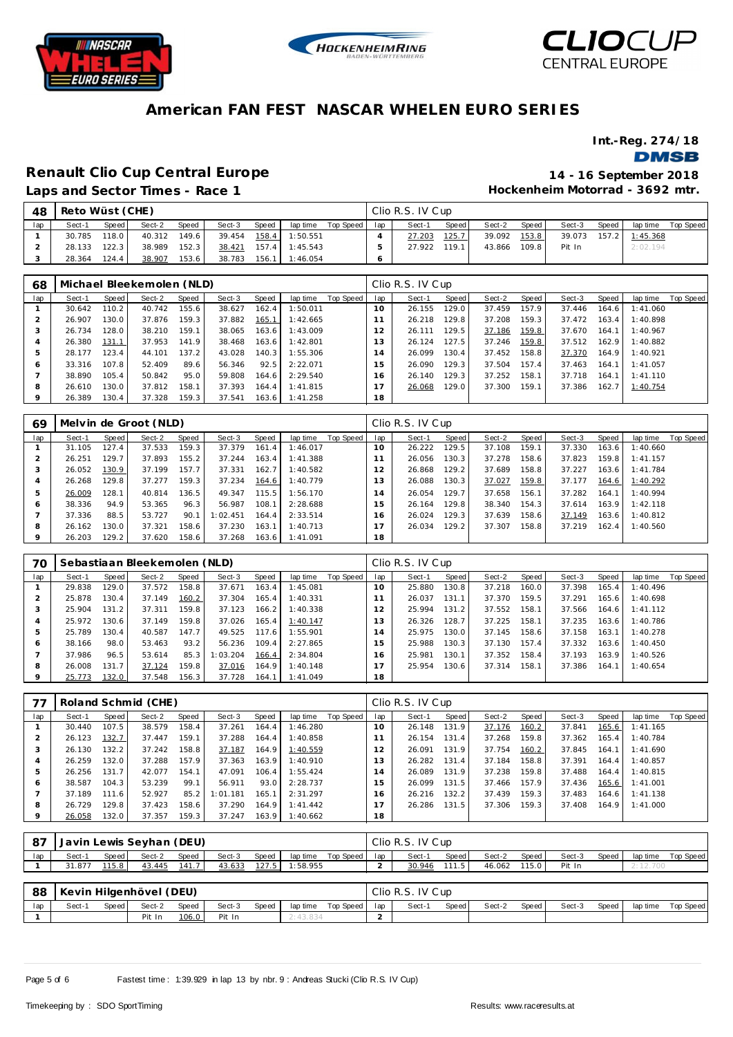# American FAN FEST NASCAR WHELEN EURO SERIES

**Int.-Reg. 274/18**

DMSB

## Renault Clio Cup Central Europe

**Laps and Sector Times - Race 1**

**14 - 16 September 2018**

**Hockenheim Motorrad - 3692 mtr.**

| 48 | Reto Wüst (CHE) | | | | | | | | Clio R.S. IV Cup | | | | | | | | |
|---|---|---|---|---|---|---|---|---|---|---|---|---|---|---|---|---|---|
| lap | Sect-1 | Speed | Sect-2 | Speed | Sect-3 | Speed | lap time | Top Speed | lap | Sect-1 | Speed | Sect-2 | Speed | Sect-3 | Speed | lap time | Top Speed |
| 1 | 30.785 | 118.0 | 40.312 | 149.6 | 39.454 | 158.4 | 1:50.551 | | 4 | 27.203 | 125.7 | 39.092 | 153.8 | 39.073 | 157.2 | 1:45.368 | |
| 2 | 28.133 | 122.3 | 38.989 | 152.3 | 38.421 | 157.4 | 1:45.543 | | 5 | 27.922 | 119.1 | 43.866 | 109.8 | Pit In | | 2:02.194 | |
| 3 | 28.364 | 124.4 | 38.907 | 153.6 | 38.783 | 156.1 | 1:46.054 | | 6 | | | | | | | | |

| 68 | Michael Bleekemolen (NLD) | | | | | | | | Clio R.S. IV Cup | | | | | | | | |
|---|---|---|---|---|---|---|---|---|---|---|---|---|---|---|---|---|---|
| lap | Sect-1 | Speed | Sect-2 | Speed | Sect-3 | Speed | lap time | Top Speed | lap | Sect-1 | Speed | Sect-2 | Speed | Sect-3 | Speed | lap time | Top Speed |
| 1 | 30.642 | 110.2 | 40.742 | 155.6 | 38.627 | 162.4 | 1:50.011 | | 10 | 26.155 | 129.0 | 37.459 | 157.9 | 37.446 | 164.6 | 1:41.060 | |
| 2 | 26.907 | 130.0 | 37.876 | 159.3 | 37.882 | 165.1 | 1:42.665 | | 11 | 26.218 | 129.8 | 37.208 | 159.3 | 37.472 | 163.4 | 1:40.898 | |
| 3 | 26.734 | 128.0 | 38.210 | 159.1 | 38.065 | 163.6 | 1:43.009 | | 12 | 26.111 | 129.5 | 37.186 | 159.8 | 37.670 | 164.1 | 1:40.967 | |
| 4 | 26.380 | 131.1 | 37.953 | 141.9 | 38.468 | 163.6 | 1:42.801 | | 13 | 26.124 | 127.5 | 37.246 | 159.8 | 37.512 | 162.9 | 1:40.882 | |
| 5 | 28.177 | 123.4 | 44.101 | 137.2 | 43.028 | 140.3 | 1:55.306 | | 14 | 26.099 | 130.4 | 37.452 | 158.8 | 37.370 | 164.9 | 1:40.921 | |
| 6 | 33.316 | 107.8 | 52.409 | 89.6 | 56.346 | 92.5 | 2:22.071 | | 15 | 26.090 | 129.3 | 37.504 | 157.4 | 37.463 | 164.1 | 1:41.057 | |
| 7 | 38.890 | 105.4 | 50.842 | 95.0 | 59.808 | 164.6 | 2:29.540 | | 16 | 26.140 | 129.3 | 37.252 | 158.1 | 37.718 | 164.1 | 1:41.110 | |
| 8 | 26.610 | 130.0 | 37.812 | 158.1 | 37.393 | 164.4 | 1:41.815 | | 17 | 26.068 | 129.0 | 37.300 | 159.1 | 37.386 | 162.7 | 1:40.754 | |
| 9 | 26.389 | 130.4 | 37.328 | 159.3 | 37.541 | 163.6 | 1:41.258 | | 18 | | | | | | | | |

| 69 | Melvin de Groot (NLD) | | | | | | | | Clio R.S. IV Cup | | | | | | | | |
|---|---|---|---|---|---|---|---|---|---|---|---|---|---|---|---|---|---|
| lap | Sect-1 | Speed | Sect-2 | Speed | Sect-3 | Speed | lap time | Top Speed | lap | Sect-1 | Speed | Sect-2 | Speed | Sect-3 | Speed | lap time | Top Speed |
| 1 | 31.105 | 127.4 | 37.533 | 159.3 | 37.379 | 161.4 | 1:46.017 | | 10 | 26.222 | 129.5 | 37.108 | 159.1 | 37.330 | 163.6 | 1:40.660 | |
| 2 | 26.251 | 129.7 | 37.893 | 155.2 | 37.244 | 163.4 | 1:41.388 | | 11 | 26.056 | 130.3 | 37.278 | 158.6 | 37.823 | 159.8 | 1:41.157 | |
| 3 | 26.052 | 130.9 | 37.199 | 157.7 | 37.331 | 162.7 | 1:40.582 | | 12 | 26.868 | 129.2 | 37.689 | 158.8 | 37.227 | 163.6 | 1:41.784 | |
| 4 | 26.268 | 129.8 | 37.277 | 159.3 | 37.234 | 164.6 | 1:40.779 | | 13 | 26.088 | 130.3 | 37.027 | 159.8 | 37.177 | 164.6 | 1:40.292 | |
| 5 | 26.009 | 128.1 | 40.814 | 136.5 | 49.347 | 115.5 | 1:56.170 | | 14 | 26.054 | 129.7 | 37.658 | 156.1 | 37.282 | 164.1 | 1:40.994 | |
| 6 | 38.336 | 94.9 | 53.365 | 96.3 | 56.987 | 108.1 | 2:28.688 | | 15 | 26.164 | 129.8 | 38.340 | 154.3 | 37.614 | 163.9 | 1:42.118 | |
| 7 | 37.336 | 88.5 | 53.727 | 90.1 | 1:02.451 | 164.4 | 2:33.514 | | 16 | 26.024 | 129.3 | 37.639 | 158.6 | 37.149 | 163.6 | 1:40.812 | |
| 8 | 26.162 | 130.0 | 37.321 | 158.6 | 37.230 | 163.1 | 1:40.713 | | 17 | 26.034 | 129.2 | 37.307 | 158.8 | 37.219 | 162.4 | 1:40.560 | |
| 9 | 26.203 | 129.2 | 37.620 | 158.6 | 37.268 | 163.6 | 1:41.091 | | 18 | | | | | | | | |

| 70 | Sebastiaan Bleekemolen (NLD) | | | | | | | | Clio R.S. IV Cup | | | | | | | | |
|---|---|---|---|---|---|---|---|---|---|---|---|---|---|---|---|---|---|
| lap | Sect-1 | Speed | Sect-2 | Speed | Sect-3 | Speed | lap time | Top Speed | lap | Sect-1 | Speed | Sect-2 | Speed | Sect-3 | Speed | lap time | Top Speed |
| 1 | 29.838 | 129.0 | 37.572 | 158.8 | 37.671 | 163.4 | 1:45.081 | | 10 | 25.880 | 130.8 | 37.218 | 160.0 | 37.398 | 165.4 | 1:40.496 | |
| 2 | 25.878 | 130.4 | 37.149 | 160.2 | 37.304 | 165.4 | 1:40.331 | | 11 | 26.037 | 131.1 | 37.370 | 159.5 | 37.291 | 165.6 | 1:40.698 | |
| 3 | 25.904 | 131.2 | 37.311 | 159.8 | 37.123 | 166.2 | 1:40.338 | | 12 | 25.994 | 131.2 | 37.552 | 158.1 | 37.566 | 164.6 | 1:41.112 | |
| 4 | 25.972 | 130.6 | 37.149 | 159.8 | 37.026 | 165.4 | 1:40.147 | | 13 | 26.326 | 128.7 | 37.225 | 158.1 | 37.235 | 163.6 | 1:40.786 | |
| 5 | 25.789 | 130.4 | 40.587 | 147.7 | 49.525 | 117.6 | 1:55.901 | | 14 | 25.975 | 130.0 | 37.145 | 158.6 | 37.158 | 163.1 | 1:40.278 | |
| 6 | 38.166 | 98.0 | 53.463 | 93.2 | 56.236 | 109.4 | 2:27.865 | | 15 | 25.988 | 130.3 | 37.130 | 157.4 | 37.332 | 163.6 | 1:40.450 | |
| 7 | 37.986 | 96.5 | 53.614 | 85.3 | 1:03.204 | 166.4 | 2:34.804 | | 16 | 25.981 | 130.1 | 37.352 | 158.4 | 37.193 | 163.9 | 1:40.526 | |
| 8 | 26.008 | 131.7 | 37.124 | 159.8 | 37.016 | 164.9 | 1:40.148 | | 17 | 25.954 | 130.6 | 37.314 | 158.1 | 37.386 | 164.1 | 1:40.654 | |
| 9 | 25.773 | 132.0 | 37.548 | 156.3 | 37.728 | 164.1 | 1:41.049 | | 18 | | | | | | | | |

| 77 | Roland Schmid (CHE) | | | | | | | | Clio R.S. IV Cup | | | | | | | | |
|---|---|---|---|---|---|---|---|---|---|---|---|---|---|---|---|---|---|
| lap | Sect-1 | Speed | Sect-2 | Speed | Sect-3 | Speed | lap time | Top Speed | lap | Sect-1 | Speed | Sect-2 | Speed | Sect-3 | Speed | lap time | Top Speed |
| 1 | 30.440 | 107.5 | 38.579 | 158.4 | 37.261 | 164.4 | 1:46.280 | | 10 | 26.148 | 131.9 | 37.176 | 160.2 | 37.841 | 165.6 | 1:41.165 | |
| 2 | 26.123 | 132.7 | 37.447 | 159.1 | 37.288 | 164.4 | 1:40.858 | | 11 | 26.154 | 131.4 | 37.268 | 159.8 | 37.362 | 165.4 | 1:40.784 | |
| 3 | 26.130 | 132.2 | 37.242 | 158.8 | 37.187 | 164.9 | 1:40.559 | | 12 | 26.091 | 131.9 | 37.754 | 160.2 | 37.845 | 164.1 | 1:41.690 | |
| 4 | 26.259 | 132.0 | 37.288 | 157.9 | 37.363 | 163.9 | 1:40.910 | | 13 | 26.282 | 131.4 | 37.184 | 158.8 | 37.391 | 164.4 | 1:40.857 | |
| 5 | 26.256 | 131.7 | 42.077 | 154.1 | 47.091 | 106.4 | 1:55.424 | | 14 | 26.089 | 131.9 | 37.238 | 159.8 | 37.488 | 164.4 | 1:40.815 | |
| 6 | 38.587 | 104.3 | 53.239 | 99.1 | 56.911 | 93.0 | 2:28.737 | | 15 | 26.099 | 131.5 | 37.466 | 157.9 | 37.436 | 165.6 | 1:41.001 | |
| 7 | 37.189 | 111.6 | 52.927 | 85.2 | 1:01.181 | 165.1 | 2:31.297 | | 16 | 26.216 | 132.2 | 37.439 | 159.3 | 37.483 | 164.6 | 1:41.138 | |
| 8 | 26.729 | 129.8 | 37.423 | 158.6 | 37.290 | 164.9 | 1:41.442 | | 17 | 26.286 | 131.5 | 37.306 | 159.3 | 37.408 | 164.9 | 1:41.000 | |
| 9 | 26.058 | 132.0 | 37.357 | 159.3 | 37.247 | 163.9 | 1:40.662 | | 18 | | | | | | | | |

| 87 | Javin Lewis Seyhan (DEU) | | | | | | | | Clio R.S. IV Cup | | | | | | | | |
|---|---|---|---|---|---|---|---|---|---|---|---|---|---|---|---|---|---|
| lap | Sect-1 | Speed | Sect-2 | Speed | Sect-3 | Speed | lap time | Top Speed | lap | Sect-1 | Speed | Sect-2 | Speed | Sect-3 | Speed | lap time | Top Speed |
| 1 | 31.877 | 115.8 | 43.445 | 141.7 | 43.633 | 127.5 | 1:58.955 | | 2 | 30.946 | 111.5 | 46.062 | 115.0 | Pit In | | 2:12.700 | |

| 88 | Kevin Hilgenhövel (DEU) | | | | | | | | Clio R.S. IV Cup | | | | | | | | |
|---|---|---|---|---|---|---|---|---|---|---|---|---|---|---|---|---|---|
| lap | Sect-1 | Speed | Sect-2 | Speed | Sect-3 | Speed | lap time | Top Speed | lap | Sect-1 | Speed | Sect-2 | Speed | Sect-3 | Speed | lap time | Top Speed |
| 1 | | | Pit In | 106.0 | Pit In | | 2:43.834 | | 2 | | | | | | | | |

Fastest time : 1:39.929 in lap 13 by nbr. 9 : Andreas Stucki (Clio R.S. IV Cup)

Timekeeping by : SDO SportTiming

Results: www.raceresults.at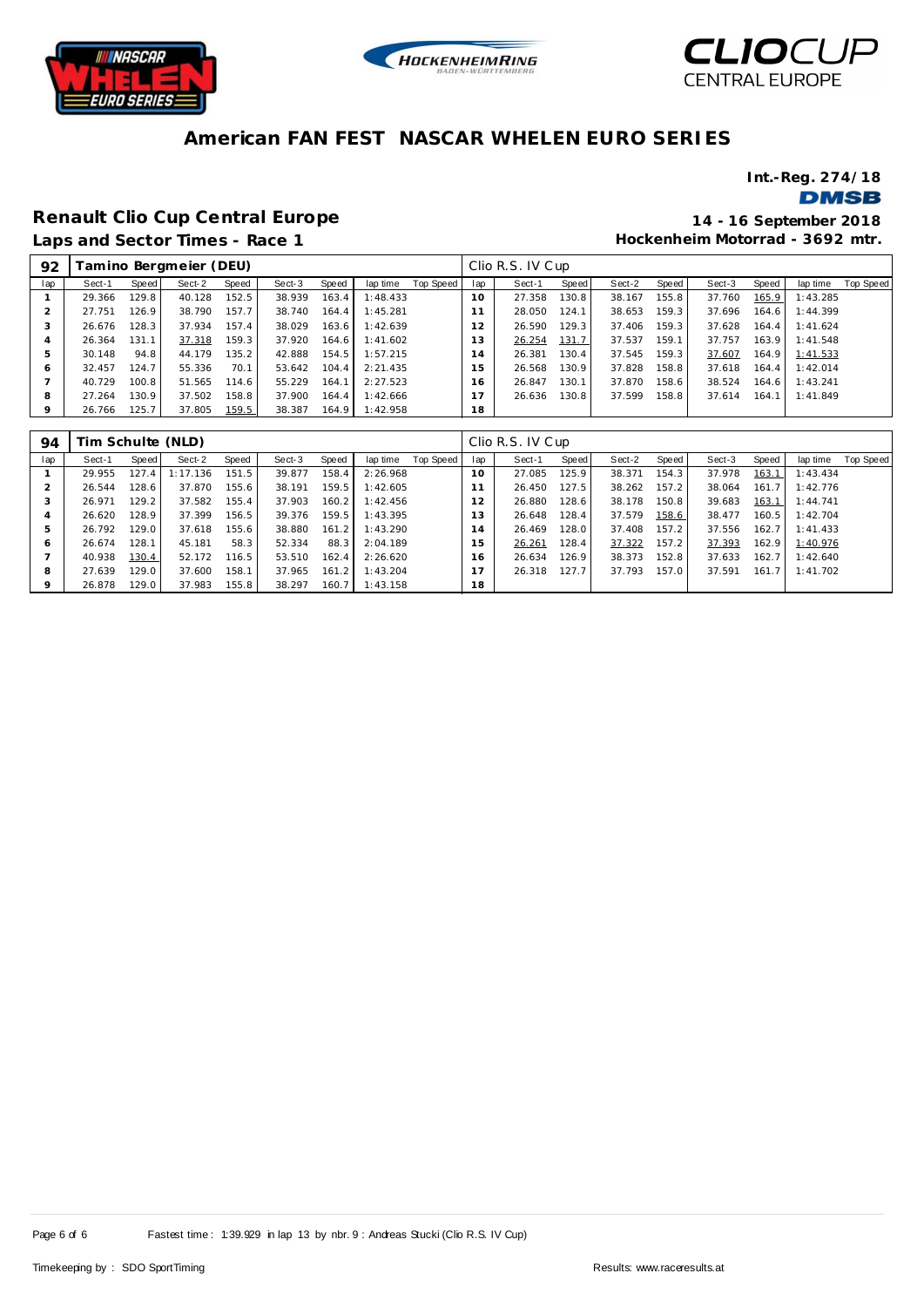## American FAN FEST NASCAR WHELEN EURO SERIES

**Int.-Reg. 274/18**

DMSB

## Renault Clio Cup Central Europe

**Laps and Sector Times - Race 1**

**14 - 16 September 2018**

**Hockenheim Motorrad - 3692 mtr.**

| 92 | Tamino Bergmeier (DEU) | | | | | | | | Clio R.S. IV Cup | | | | | | | | |
|---|---|---|---|---|---|---|---|---|---|---|---|---|---|---|---|---|---|
| lap | Sect-1 | Speed | Sect-2 | Speed | Sect-3 | Speed | lap time | Top Speed | lap | Sect-1 | Speed | Sect-2 | Speed | Sect-3 | Speed | lap time | Top Speed |
| 1 | 29.366 | 129.8 | 40.128 | 152.5 | 38.939 | 163.4 | 1:48.433 | | 10 | 27.358 | 130.8 | 38.167 | 155.8 | 37.760 | 165.9 | 1:43.285 | |
| 2 | 27.751 | 126.9 | 38.790 | 157.7 | 38.740 | 164.4 | 1:45.281 | | 11 | 28.050 | 124.1 | 38.653 | 159.3 | 37.696 | 164.6 | 1:44.399 | |
| 3 | 26.676 | 128.3 | 37.934 | 157.4 | 38.029 | 163.6 | 1:42.639 | | 12 | 26.590 | 129.3 | 37.406 | 159.3 | 37.628 | 164.4 | 1:41.624 | |
| 4 | 26.364 | 131.1 | 37.318 | 159.3 | 37.920 | 164.6 | 1:41.602 | | 13 | 26.254 | 131.7 | 37.537 | 159.1 | 37.757 | 163.9 | 1:41.548 | |
| 5 | 30.148 | 94.8 | 44.179 | 135.2 | 42.888 | 154.5 | 1:57.215 | | 14 | 26.381 | 130.4 | 37.545 | 159.3 | 37.607 | 164.9 | 1:41.533 | |
| 6 | 32.457 | 124.7 | 55.336 | 70.1 | 53.642 | 104.4 | 2:21.435 | | 15 | 26.568 | 130.9 | 37.828 | 158.8 | 37.618 | 164.4 | 1:42.014 | |
| 7 | 40.729 | 100.8 | 51.565 | 114.6 | 55.229 | 164.1 | 2:27.523 | | 16 | 26.847 | 130.1 | 37.870 | 158.6 | 38.524 | 164.6 | 1:43.241 | |
| 8 | 27.264 | 130.9 | 37.502 | 158.8 | 37.900 | 164.4 | 1:42.666 | | 17 | 26.636 | 130.8 | 37.599 | 158.8 | 37.614 | 164.1 | 1:41.849 | |
| 9 | 26.766 | 125.7 | 37.805 | 159.5 | 38.387 | 164.9 | 1:42.958 | | 18 | | | | | | | | |

| 94 | Tim Schulte (NLD) | | | | | | | | Clio R.S. IV Cup | | | | | | | | |
|---|---|---|---|---|---|---|---|---|---|---|---|---|---|---|---|---|---|
| lap | Sect-1 | Speed | Sect-2 | Speed | Sect-3 | Speed | lap time | Top Speed | lap | Sect-1 | Speed | Sect-2 | Speed | Sect-3 | Speed | lap time | Top Speed |
| 1 | 29.955 | 127.4 | 1:17.136 | 151.5 | 39.877 | 158.4 | 2:26.968 | | 10 | 27.085 | 125.9 | 38.371 | 154.3 | 37.978 | 163.1 | 1:43.434 | |
| 2 | 26.544 | 128.6 | 37.870 | 155.6 | 38.191 | 159.5 | 1:42.605 | | 11 | 26.450 | 127.5 | 38.262 | 157.2 | 38.064 | 161.7 | 1:42.776 | |
| 3 | 26.971 | 129.2 | 37.582 | 155.4 | 37.903 | 160.2 | 1:42.456 | | 12 | 26.880 | 128.6 | 38.178 | 150.8 | 39.683 | 163.1 | 1:44.741 | |
| 4 | 26.620 | 128.9 | 37.399 | 156.5 | 39.376 | 159.5 | 1:43.395 | | 13 | 26.648 | 128.4 | 37.579 | 158.6 | 38.477 | 160.5 | 1:42.704 | |
| 5 | 26.792 | 129.0 | 37.618 | 155.6 | 38.880 | 161.2 | 1:43.290 | | 14 | 26.469 | 128.0 | 37.408 | 157.2 | 37.556 | 162.7 | 1:41.433 | |
| 6 | 26.674 | 128.1 | 45.181 | 58.3 | 52.334 | 88.3 | 2:04.189 | | 15 | 26.261 | 128.4 | 37.322 | 157.2 | 37.393 | 162.9 | 1:40.976 | |
| 7 | 40.938 | 130.4 | 52.172 | 116.5 | 53.510 | 162.4 | 2:26.620 | | 16 | 26.634 | 126.9 | 38.373 | 152.8 | 37.633 | 162.7 | 1:42.640 | |
| 8 | 27.639 | 129.0 | 37.600 | 158.1 | 37.965 | 161.2 | 1:43.204 | | 17 | 26.318 | 127.7 | 37.793 | 157.0 | 37.591 | 161.7 | 1:41.702 | |
| 9 | 26.878 | 129.0 | 37.983 | 155.8 | 38.297 | 160.7 | 1:43.158 | | 18 | | | | | | | | |

Fastest time : 1:39.929 in lap 13 by nbr. 9 : Andreas Stucki (Clio R.S. IV Cup)

Timekeeping by : SDO SportTiming

Results: www.raceresults.at